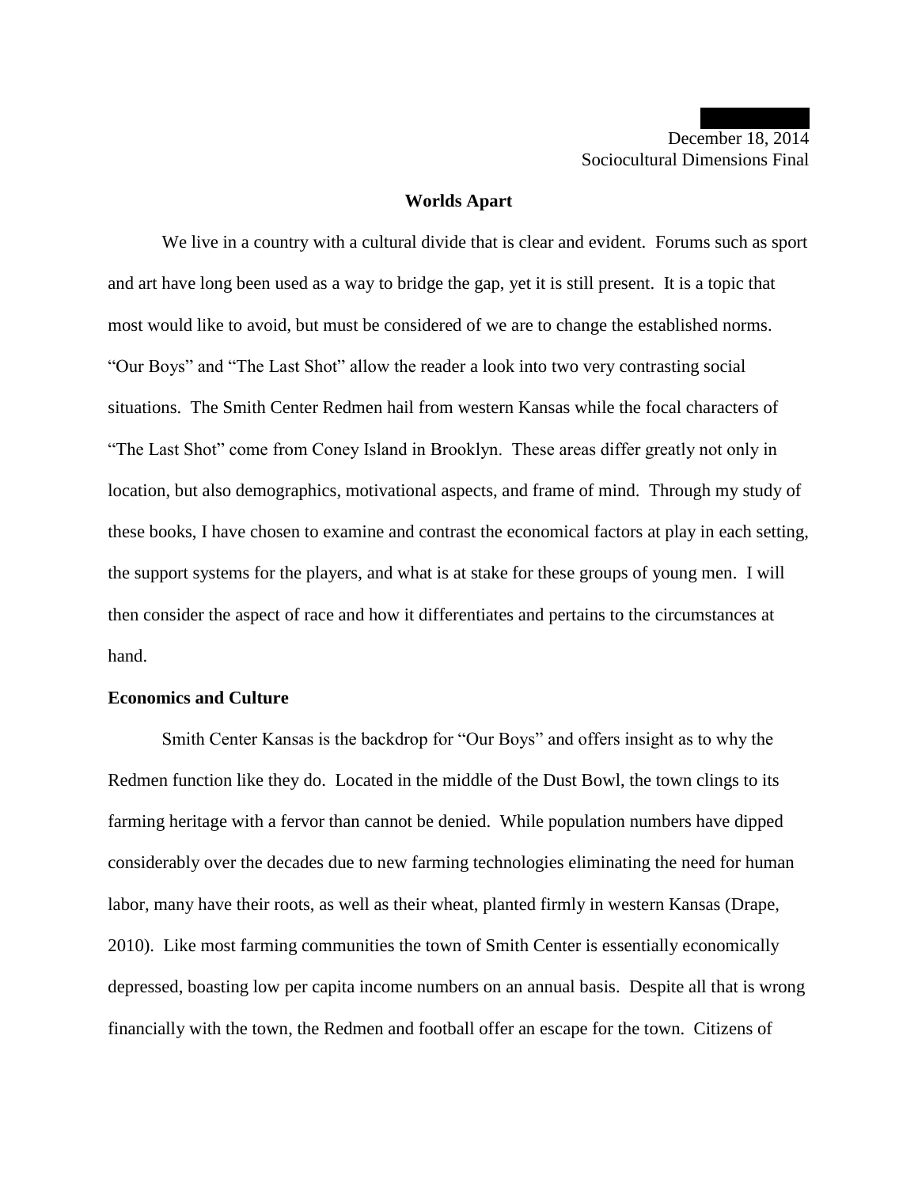December 18, 2014
Sociocultural Dimensions Final

# Worlds Apart

We live in a country with a cultural divide that is clear and evident. Forums such as sport and art have long been used as a way to bridge the gap, yet it is still present. It is a topic that most would like to avoid, but must be considered of we are to change the established norms. "Our Boys" and "The Last Shot" allow the reader a look into two very contrasting social situations. The Smith Center Redmen hail from western Kansas while the focal characters of "The Last Shot" come from Coney Island in Brooklyn. These areas differ greatly not only in location, but also demographics, motivational aspects, and frame of mind. Through my study of these books, I have chosen to examine and contrast the economical factors at play in each setting, the support systems for the players, and what is at stake for these groups of young men. I will then consider the aspect of race and how it differentiates and pertains to the circumstances at hand.

## Economics and Culture

Smith Center Kansas is the backdrop for "Our Boys" and offers insight as to why the Redmen function like they do. Located in the middle of the Dust Bowl, the town clings to its farming heritage with a fervor than cannot be denied. While population numbers have dipped considerably over the decades due to new farming technologies eliminating the need for human labor, many have their roots, as well as their wheat, planted firmly in western Kansas (Drape, 2010). Like most farming communities the town of Smith Center is essentially economically depressed, boasting low per capita income numbers on an annual basis. Despite all that is wrong financially with the town, the Redmen and football offer an escape for the town. Citizens of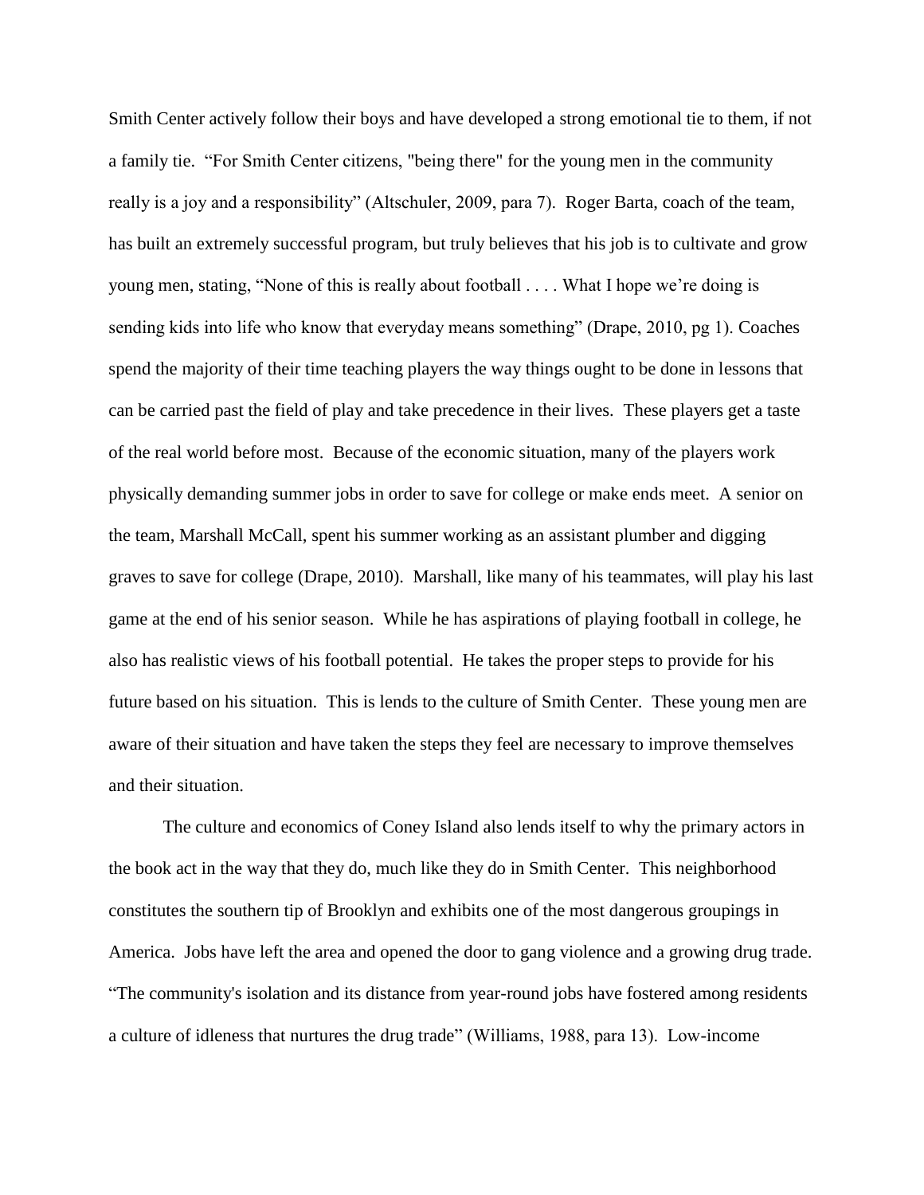Smith Center actively follow their boys and have developed a strong emotional tie to them, if not a family tie. "For Smith Center citizens, "being there" for the young men in the community really is a joy and a responsibility" (Altschuler, 2009, para 7). Roger Barta, coach of the team, has built an extremely successful program, but truly believes that his job is to cultivate and grow young men, stating, "None of this is really about football . . . . What I hope we're doing is sending kids into life who know that everyday means something" (Drape, 2010, pg 1). Coaches spend the majority of their time teaching players the way things ought to be done in lessons that can be carried past the field of play and take precedence in their lives. These players get a taste of the real world before most. Because of the economic situation, many of the players work physically demanding summer jobs in order to save for college or make ends meet. A senior on the team, Marshall McCall, spent his summer working as an assistant plumber and digging graves to save for college (Drape, 2010). Marshall, like many of his teammates, will play his last game at the end of his senior season. While he has aspirations of playing football in college, he also has realistic views of his football potential. He takes the proper steps to provide for his future based on his situation. This is lends to the culture of Smith Center. These young men are aware of their situation and have taken the steps they feel are necessary to improve themselves and their situation.

The culture and economics of Coney Island also lends itself to why the primary actors in the book act in the way that they do, much like they do in Smith Center. This neighborhood constitutes the southern tip of Brooklyn and exhibits one of the most dangerous groupings in America. Jobs have left the area and opened the door to gang violence and a growing drug trade. "The community's isolation and its distance from year-round jobs have fostered among residents a culture of idleness that nurtures the drug trade" (Williams, 1988, para 13). Low-income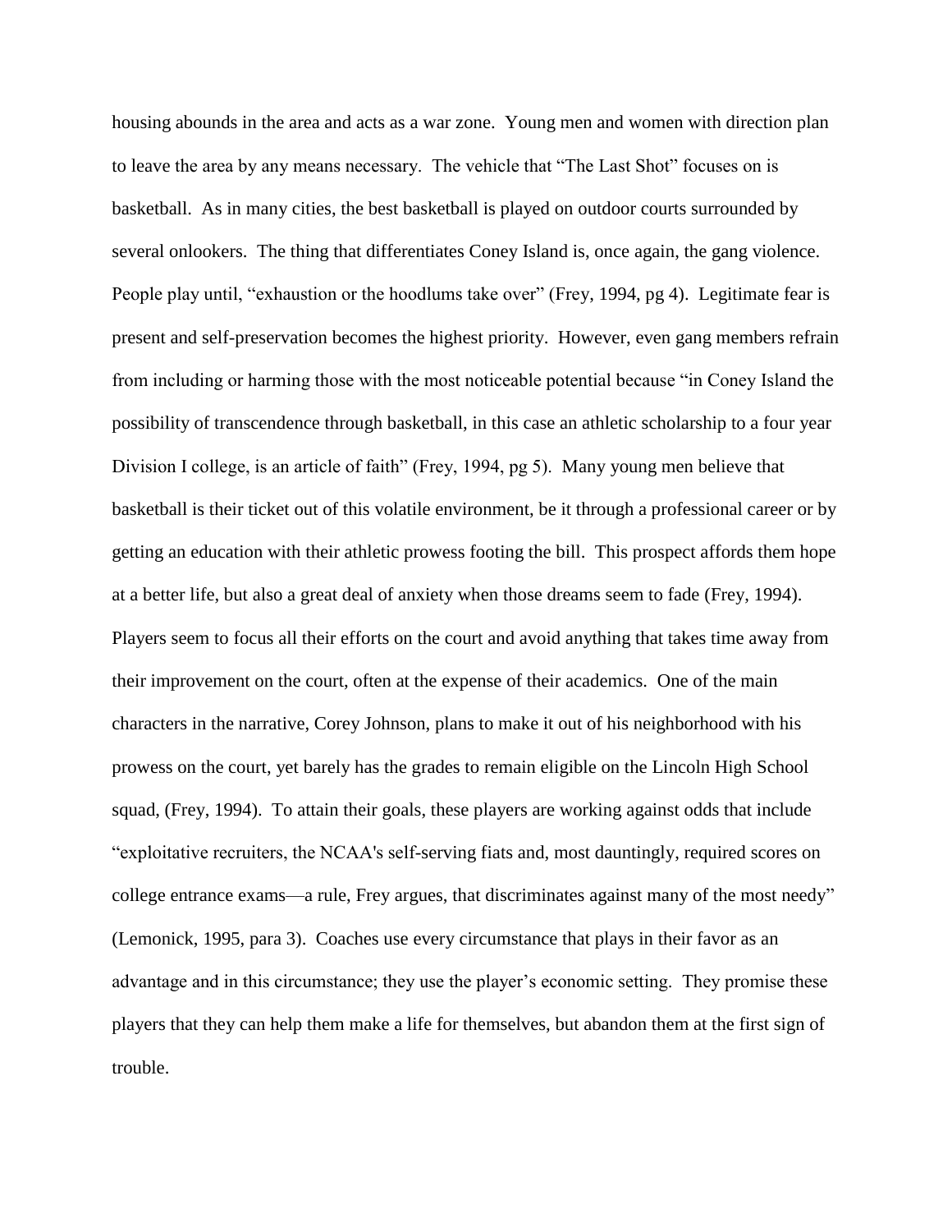housing abounds in the area and acts as a war zone. Young men and women with direction plan to leave the area by any means necessary. The vehicle that "The Last Shot" focuses on is basketball. As in many cities, the best basketball is played on outdoor courts surrounded by several onlookers. The thing that differentiates Coney Island is, once again, the gang violence. People play until, "exhaustion or the hoodlums take over" (Frey, 1994, pg 4). Legitimate fear is present and self-preservation becomes the highest priority. However, even gang members refrain from including or harming those with the most noticeable potential because "in Coney Island the possibility of transcendence through basketball, in this case an athletic scholarship to a four year Division I college, is an article of faith" (Frey, 1994, pg 5). Many young men believe that basketball is their ticket out of this volatile environment, be it through a professional career or by getting an education with their athletic prowess footing the bill. This prospect affords them hope at a better life, but also a great deal of anxiety when those dreams seem to fade (Frey, 1994). Players seem to focus all their efforts on the court and avoid anything that takes time away from their improvement on the court, often at the expense of their academics. One of the main characters in the narrative, Corey Johnson, plans to make it out of his neighborhood with his prowess on the court, yet barely has the grades to remain eligible on the Lincoln High School squad, (Frey, 1994). To attain their goals, these players are working against odds that include "exploitative recruiters, the NCAA's self-serving fiats and, most dauntingly, required scores on college entrance exams—a rule, Frey argues, that discriminates against many of the most needy" (Lemonick, 1995, para 3). Coaches use every circumstance that plays in their favor as an advantage and in this circumstance; they use the player's economic setting. They promise these players that they can help them make a life for themselves, but abandon them at the first sign of trouble.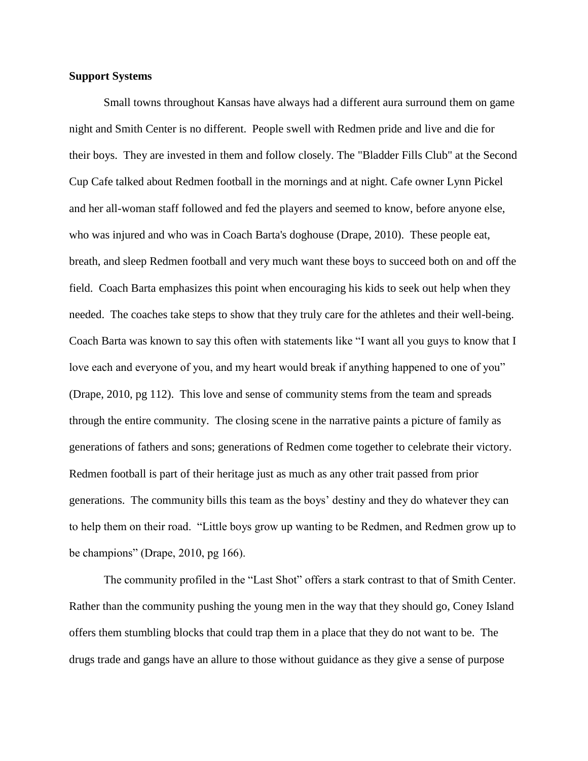**Support Systems**

Small towns throughout Kansas have always had a different aura surround them on game night and Smith Center is no different. People swell with Redmen pride and live and die for their boys. They are invested in them and follow closely. The "Bladder Fills Club" at the Second Cup Cafe talked about Redmen football in the mornings and at night. Cafe owner Lynn Pickel and her all-woman staff followed and fed the players and seemed to know, before anyone else, who was injured and who was in Coach Barta's doghouse (Drape, 2010). These people eat, breath, and sleep Redmen football and very much want these boys to succeed both on and off the field. Coach Barta emphasizes this point when encouraging his kids to seek out help when they needed. The coaches take steps to show that they truly care for the athletes and their well-being. Coach Barta was known to say this often with statements like "I want all you guys to know that I love each and everyone of you, and my heart would break if anything happened to one of you" (Drape, 2010, pg 112). This love and sense of community stems from the team and spreads through the entire community. The closing scene in the narrative paints a picture of family as generations of fathers and sons; generations of Redmen come together to celebrate their victory. Redmen football is part of their heritage just as much as any other trait passed from prior generations. The community bills this team as the boys' destiny and they do whatever they can to help them on their road. "Little boys grow up wanting to be Redmen, and Redmen grow up to be champions" (Drape, 2010, pg 166).

The community profiled in the "Last Shot" offers a stark contrast to that of Smith Center. Rather than the community pushing the young men in the way that they should go, Coney Island offers them stumbling blocks that could trap them in a place that they do not want to be. The drugs trade and gangs have an allure to those without guidance as they give a sense of purpose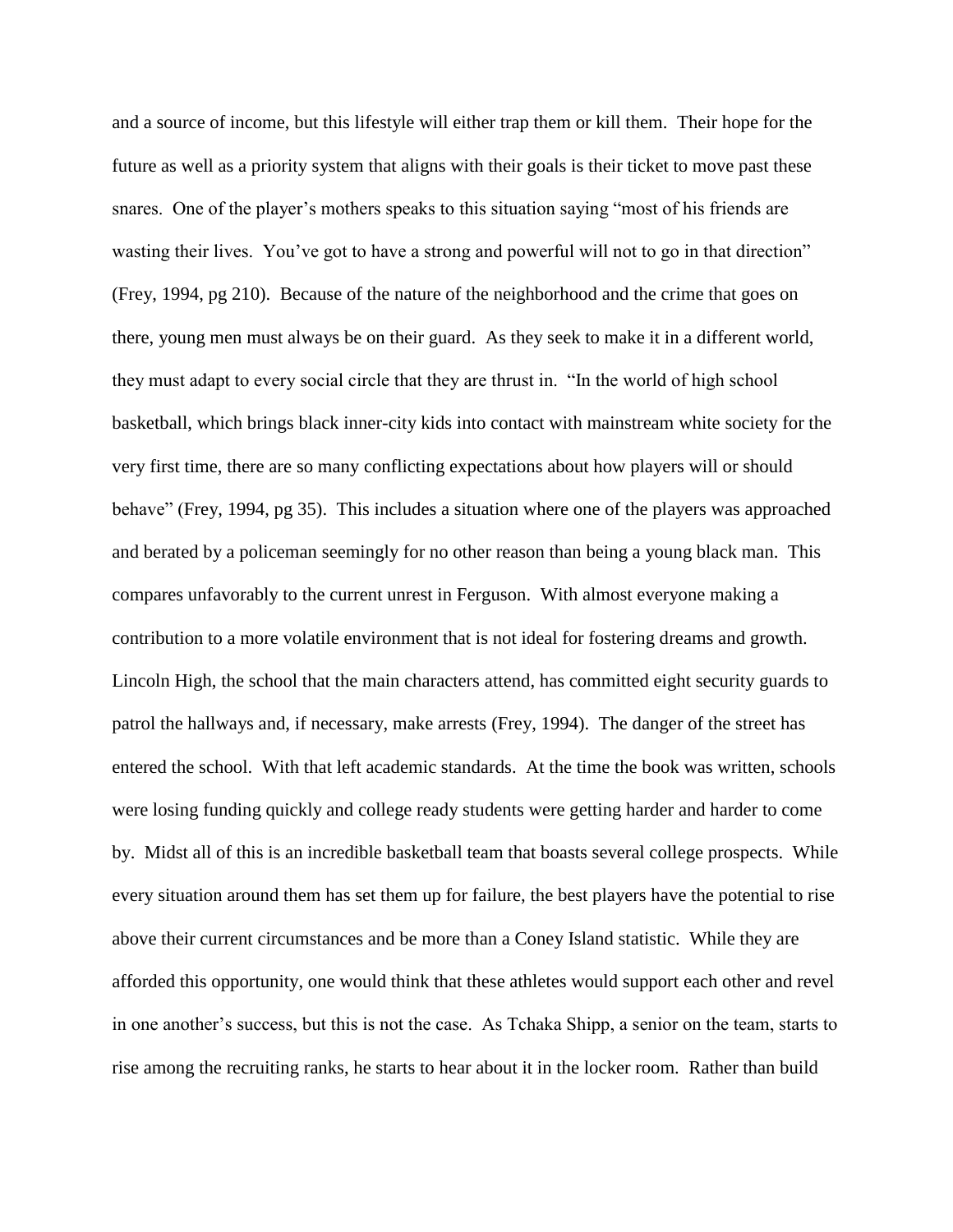and a source of income, but this lifestyle will either trap them or kill them. Their hope for the future as well as a priority system that aligns with their goals is their ticket to move past these snares. One of the player's mothers speaks to this situation saying "most of his friends are wasting their lives. You've got to have a strong and powerful will not to go in that direction" (Frey, 1994, pg 210). Because of the nature of the neighborhood and the crime that goes on there, young men must always be on their guard. As they seek to make it in a different world, they must adapt to every social circle that they are thrust in. "In the world of high school basketball, which brings black inner-city kids into contact with mainstream white society for the very first time, there are so many conflicting expectations about how players will or should behave" (Frey, 1994, pg 35). This includes a situation where one of the players was approached and berated by a policeman seemingly for no other reason than being a young black man. This compares unfavorably to the current unrest in Ferguson. With almost everyone making a contribution to a more volatile environment that is not ideal for fostering dreams and growth. Lincoln High, the school that the main characters attend, has committed eight security guards to patrol the hallways and, if necessary, make arrests (Frey, 1994). The danger of the street has entered the school. With that left academic standards. At the time the book was written, schools were losing funding quickly and college ready students were getting harder and harder to come by. Midst all of this is an incredible basketball team that boasts several college prospects. While every situation around them has set them up for failure, the best players have the potential to rise above their current circumstances and be more than a Coney Island statistic. While they are afforded this opportunity, one would think that these athletes would support each other and revel in one another's success, but this is not the case. As Tchaka Shipp, a senior on the team, starts to rise among the recruiting ranks, he starts to hear about it in the locker room. Rather than build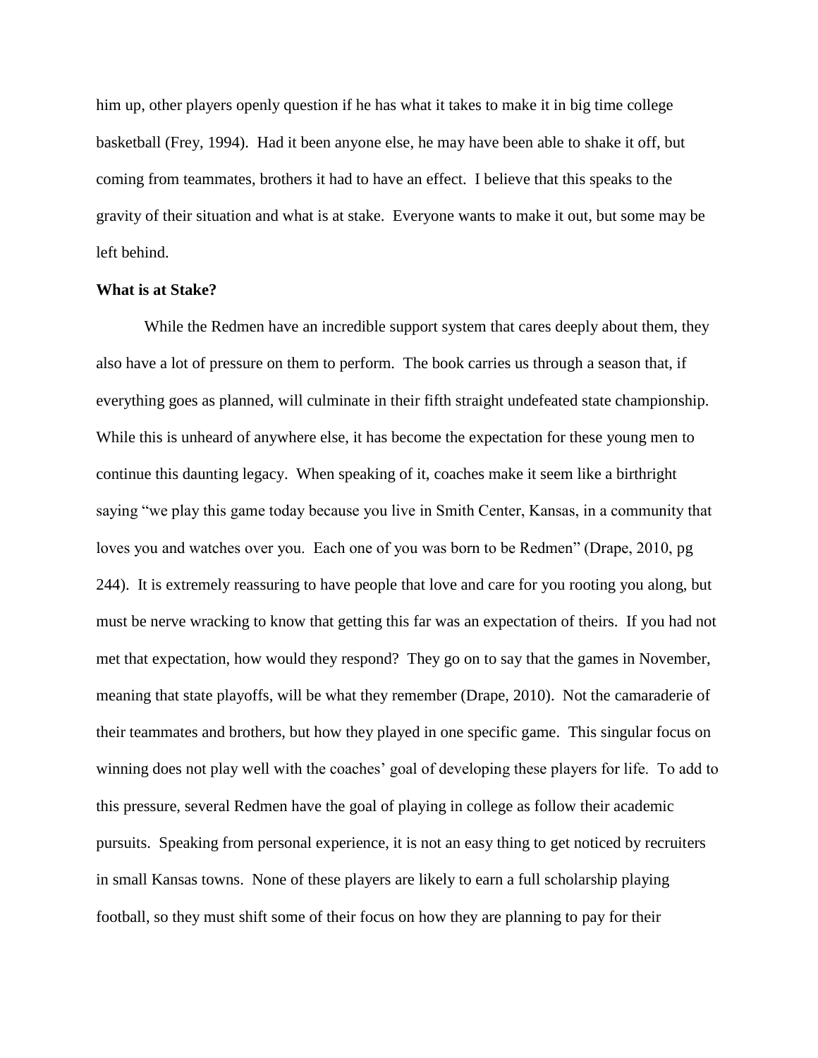him up, other players openly question if he has what it takes to make it in big time college basketball (Frey, 1994). Had it been anyone else, he may have been able to shake it off, but coming from teammates, brothers it had to have an effect. I believe that this speaks to the gravity of their situation and what is at stake. Everyone wants to make it out, but some may be left behind.

**What is at Stake?**

While the Redmen have an incredible support system that cares deeply about them, they also have a lot of pressure on them to perform. The book carries us through a season that, if everything goes as planned, will culminate in their fifth straight undefeated state championship. While this is unheard of anywhere else, it has become the expectation for these young men to continue this daunting legacy. When speaking of it, coaches make it seem like a birthright saying "we play this game today because you live in Smith Center, Kansas, in a community that loves you and watches over you. Each one of you was born to be Redmen" (Drape, 2010, pg 244). It is extremely reassuring to have people that love and care for you rooting you along, but must be nerve wracking to know that getting this far was an expectation of theirs. If you had not met that expectation, how would they respond? They go on to say that the games in November, meaning that state playoffs, will be what they remember (Drape, 2010). Not the camaraderie of their teammates and brothers, but how they played in one specific game. This singular focus on winning does not play well with the coaches' goal of developing these players for life. To add to this pressure, several Redmen have the goal of playing in college as follow their academic pursuits. Speaking from personal experience, it is not an easy thing to get noticed by recruiters in small Kansas towns. None of these players are likely to earn a full scholarship playing football, so they must shift some of their focus on how they are planning to pay for their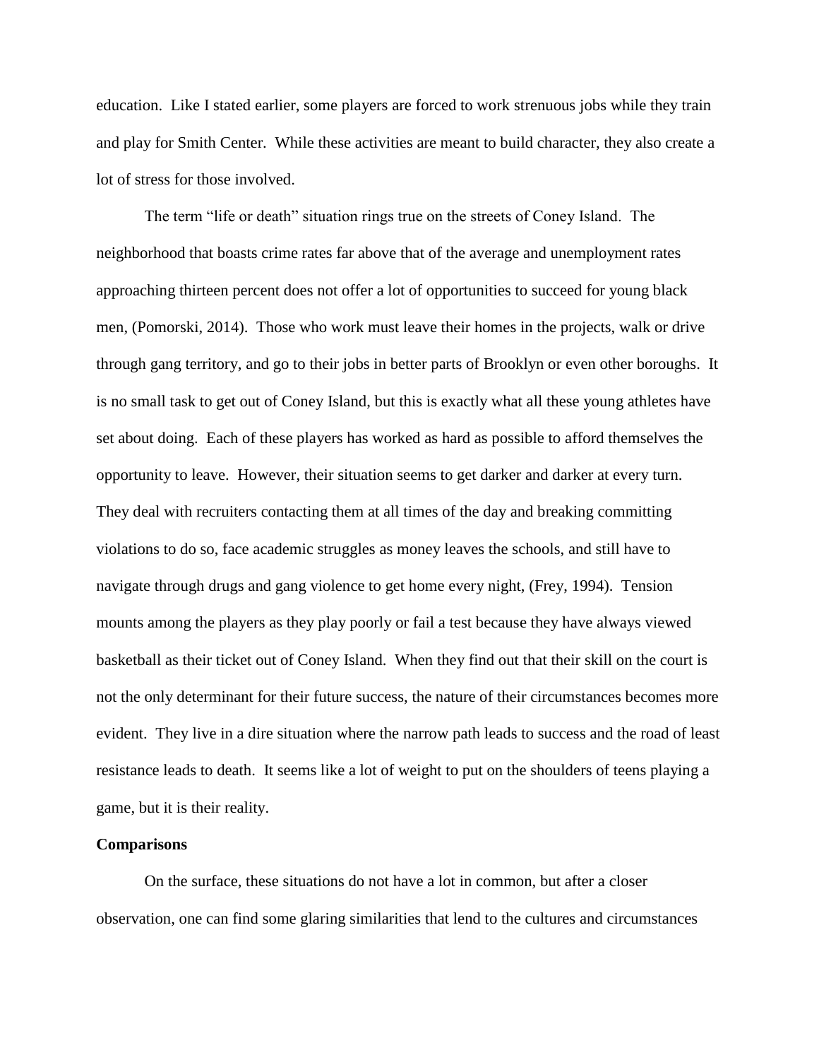education. Like I stated earlier, some players are forced to work strenuous jobs while they train and play for Smith Center. While these activities are meant to build character, they also create a lot of stress for those involved.

The term "life or death" situation rings true on the streets of Coney Island. The neighborhood that boasts crime rates far above that of the average and unemployment rates approaching thirteen percent does not offer a lot of opportunities to succeed for young black men, (Pomorski, 2014). Those who work must leave their homes in the projects, walk or drive through gang territory, and go to their jobs in better parts of Brooklyn or even other boroughs. It is no small task to get out of Coney Island, but this is exactly what all these young athletes have set about doing. Each of these players has worked as hard as possible to afford themselves the opportunity to leave. However, their situation seems to get darker and darker at every turn. They deal with recruiters contacting them at all times of the day and breaking committing violations to do so, face academic struggles as money leaves the schools, and still have to navigate through drugs and gang violence to get home every night, (Frey, 1994). Tension mounts among the players as they play poorly or fail a test because they have always viewed basketball as their ticket out of Coney Island. When they find out that their skill on the court is not the only determinant for their future success, the nature of their circumstances becomes more evident. They live in a dire situation where the narrow path leads to success and the road of least resistance leads to death. It seems like a lot of weight to put on the shoulders of teens playing a game, but it is their reality.

**Comparisons**

On the surface, these situations do not have a lot in common, but after a closer observation, one can find some glaring similarities that lend to the cultures and circumstances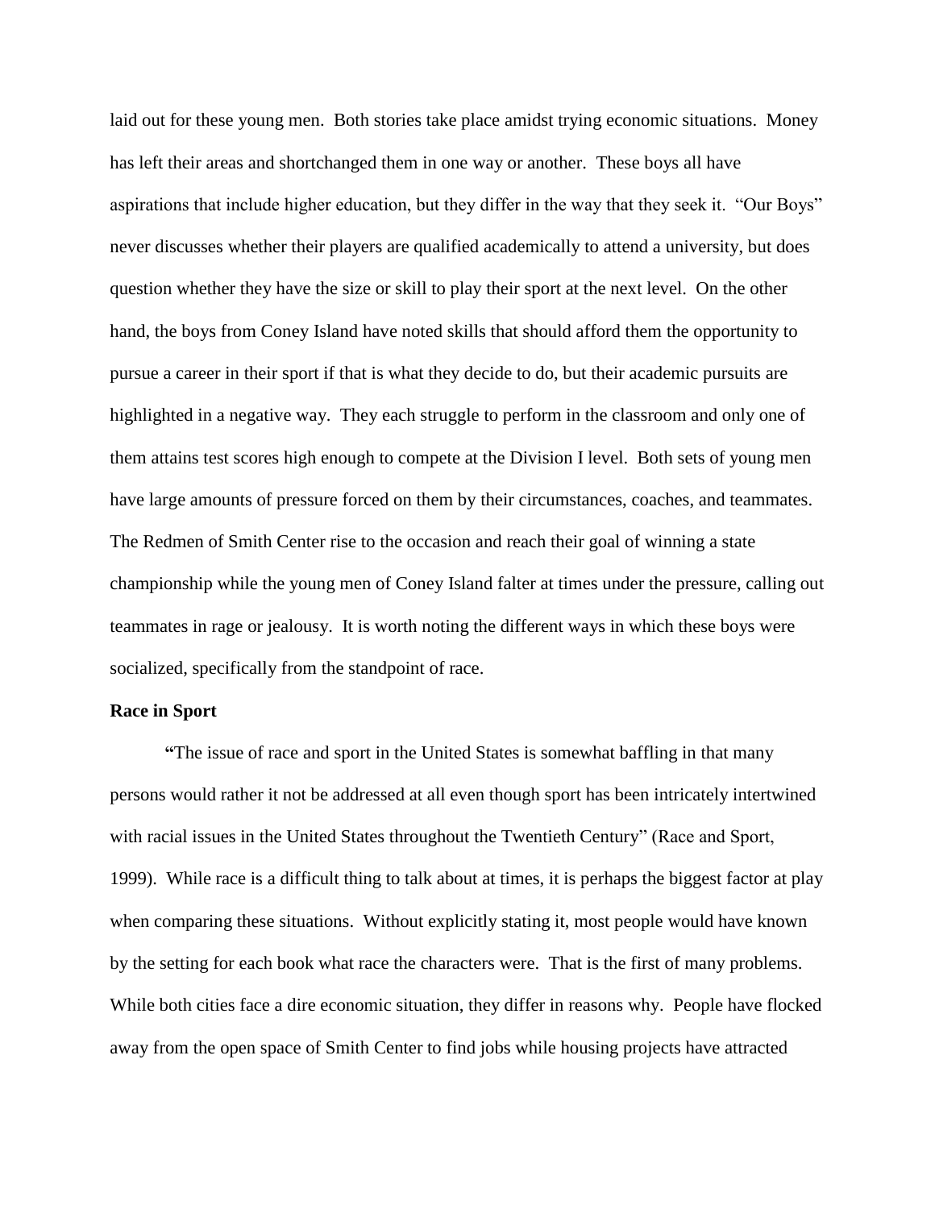laid out for these young men. Both stories take place amidst trying economic situations. Money has left their areas and shortchanged them in one way or another. These boys all have aspirations that include higher education, but they differ in the way that they seek it. "Our Boys" never discusses whether their players are qualified academically to attend a university, but does question whether they have the size or skill to play their sport at the next level. On the other hand, the boys from Coney Island have noted skills that should afford them the opportunity to pursue a career in their sport if that is what they decide to do, but their academic pursuits are highlighted in a negative way. They each struggle to perform in the classroom and only one of them attains test scores high enough to compete at the Division I level. Both sets of young men have large amounts of pressure forced on them by their circumstances, coaches, and teammates. The Redmen of Smith Center rise to the occasion and reach their goal of winning a state championship while the young men of Coney Island falter at times under the pressure, calling out teammates in rage or jealousy. It is worth noting the different ways in which these boys were socialized, specifically from the standpoint of race.

**Race in Sport**

"The issue of race and sport in the United States is somewhat baffling in that many persons would rather it not be addressed at all even though sport has been intricately intertwined with racial issues in the United States throughout the Twentieth Century" (Race and Sport, 1999). While race is a difficult thing to talk about at times, it is perhaps the biggest factor at play when comparing these situations. Without explicitly stating it, most people would have known by the setting for each book what race the characters were. That is the first of many problems. While both cities face a dire economic situation, they differ in reasons why. People have flocked away from the open space of Smith Center to find jobs while housing projects have attracted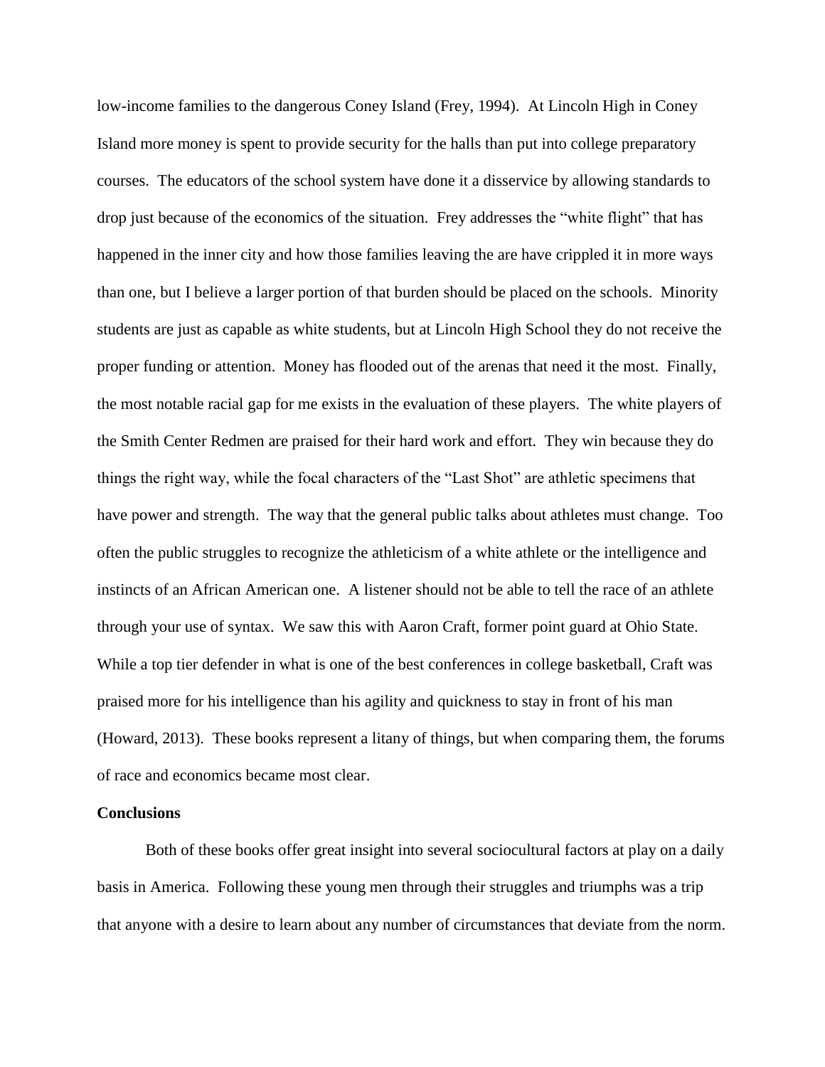low-income families to the dangerous Coney Island (Frey, 1994). At Lincoln High in Coney Island more money is spent to provide security for the halls than put into college preparatory courses. The educators of the school system have done it a disservice by allowing standards to drop just because of the economics of the situation. Frey addresses the "white flight" that has happened in the inner city and how those families leaving the are have crippled it in more ways than one, but I believe a larger portion of that burden should be placed on the schools. Minority students are just as capable as white students, but at Lincoln High School they do not receive the proper funding or attention. Money has flooded out of the arenas that need it the most. Finally, the most notable racial gap for me exists in the evaluation of these players. The white players of the Smith Center Redmen are praised for their hard work and effort. They win because they do things the right way, while the focal characters of the "Last Shot" are athletic specimens that have power and strength. The way that the general public talks about athletes must change. Too often the public struggles to recognize the athleticism of a white athlete or the intelligence and instincts of an African American one. A listener should not be able to tell the race of an athlete through your use of syntax. We saw this with Aaron Craft, former point guard at Ohio State. While a top tier defender in what is one of the best conferences in college basketball, Craft was praised more for his intelligence than his agility and quickness to stay in front of his man (Howard, 2013). These books represent a litany of things, but when comparing them, the forums of race and economics became most clear.

**Conclusions**

Both of these books offer great insight into several sociocultural factors at play on a daily basis in America. Following these young men through their struggles and triumphs was a trip that anyone with a desire to learn about any number of circumstances that deviate from the norm.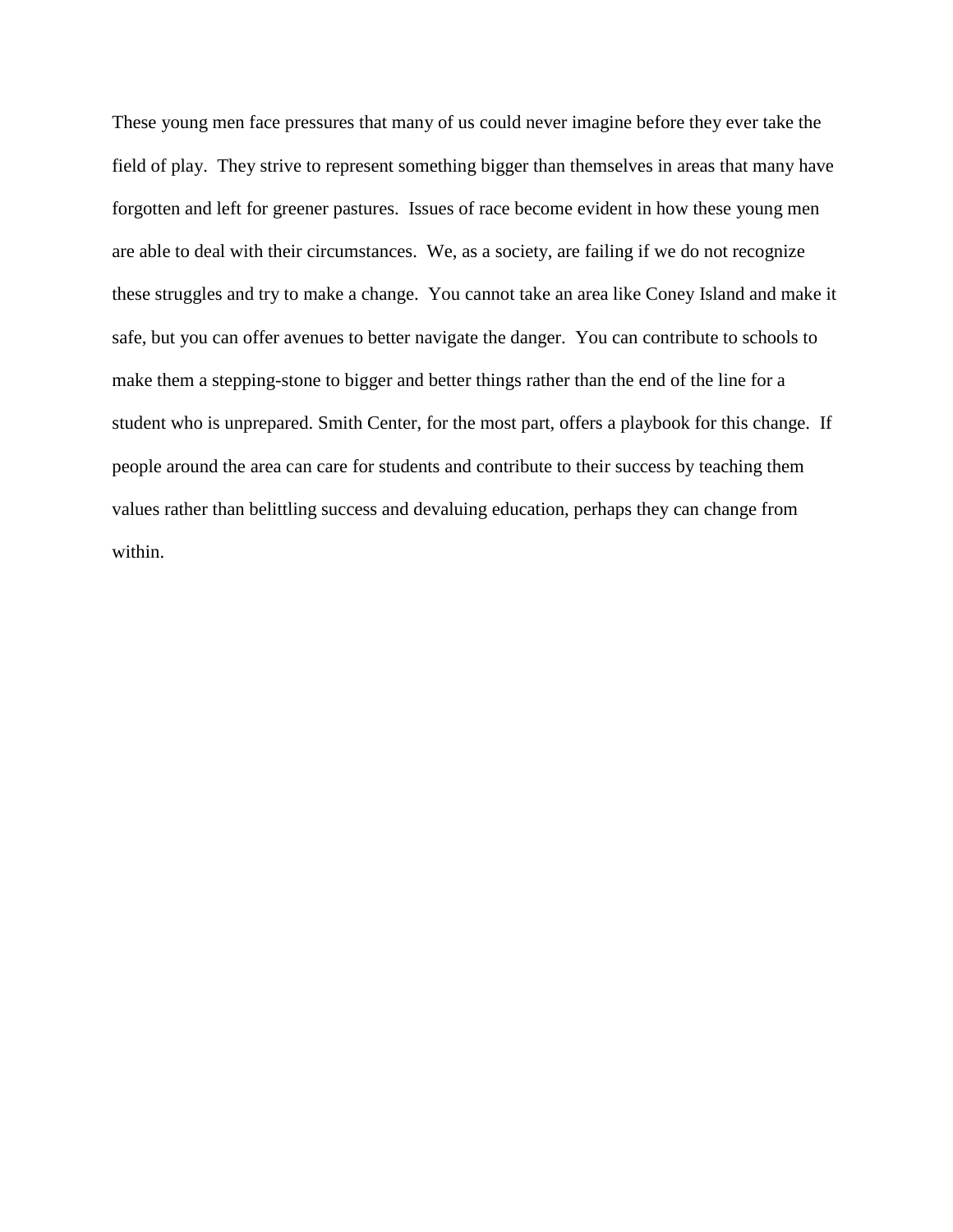These young men face pressures that many of us could never imagine before they ever take the field of play. They strive to represent something bigger than themselves in areas that many have forgotten and left for greener pastures. Issues of race become evident in how these young men are able to deal with their circumstances. We, as a society, are failing if we do not recognize these struggles and try to make a change. You cannot take an area like Coney Island and make it safe, but you can offer avenues to better navigate the danger. You can contribute to schools to make them a stepping-stone to bigger and better things rather than the end of the line for a student who is unprepared. Smith Center, for the most part, offers a playbook for this change. If people around the area can care for students and contribute to their success by teaching them values rather than belittling success and devaluing education, perhaps they can change from within.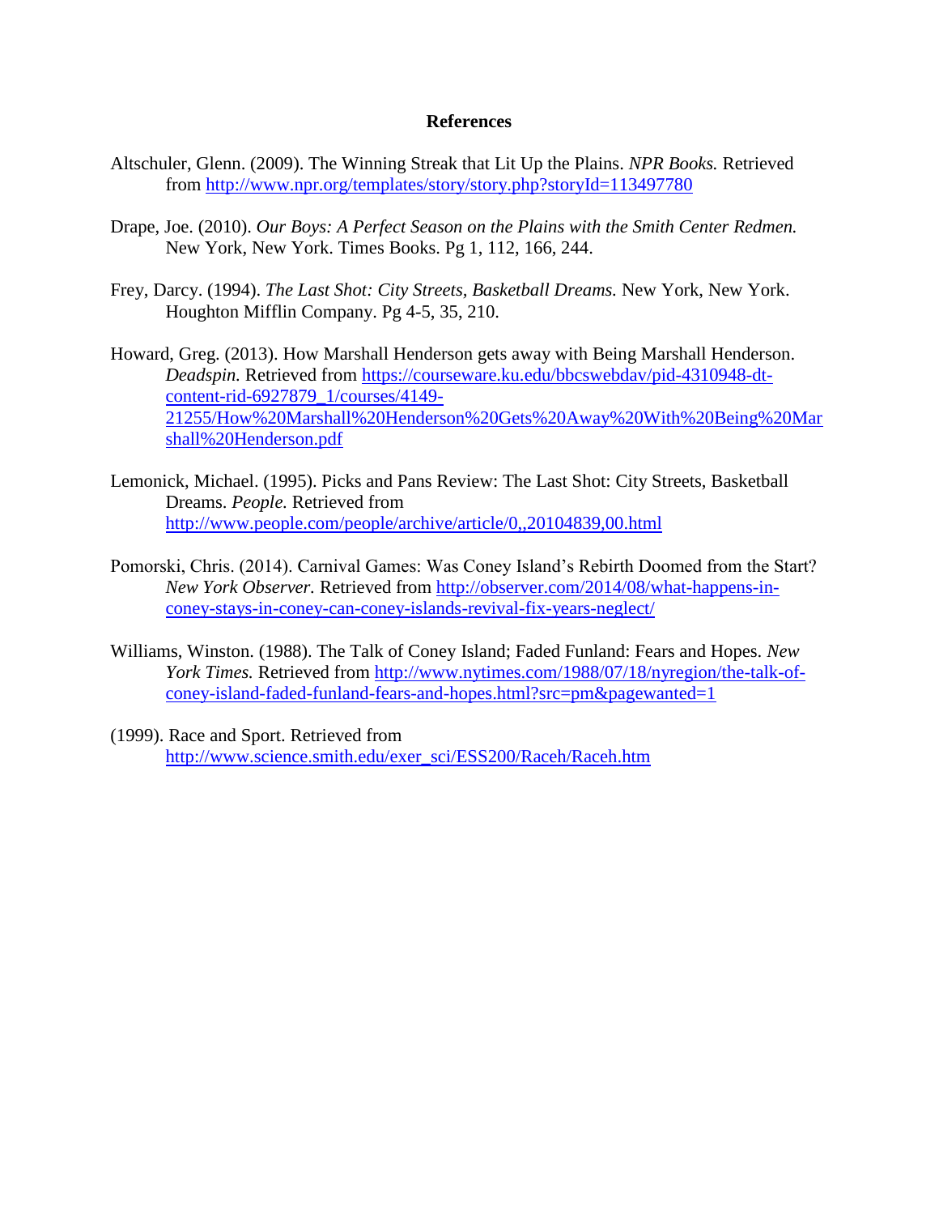## References

Altschuler, Glenn. (2009). The Winning Streak that Lit Up the Plains. *NPR Books.* Retrieved from http://www.npr.org/templates/story/story.php?storyId=113497780

Drape, Joe. (2010). *Our Boys: A Perfect Season on the Plains with the Smith Center Redmen.* New York, New York. Times Books. Pg 1, 112, 166, 244.

Frey, Darcy. (1994). *The Last Shot: City Streets, Basketball Dreams.* New York, New York. Houghton Mifflin Company. Pg 4-5, 35, 210.

Howard, Greg. (2013). How Marshall Henderson gets away with Being Marshall Henderson. *Deadspin.* Retrieved from https://courseware.ku.edu/bbcswebdav/pid-4310948-dt-content-rid-6927879_1/courses/4149-21255/How%20Marshall%20Henderson%20Gets%20Away%20With%20Being%20Marshall%20Henderson.pdf

Lemonick, Michael. (1995). Picks and Pans Review: The Last Shot: City Streets, Basketball Dreams. *People.* Retrieved from http://www.people.com/people/archive/article/0,,20104839,00.html

Pomorski, Chris. (2014). Carnival Games: Was Coney Island's Rebirth Doomed from the Start? *New York Observer.* Retrieved from http://observer.com/2014/08/what-happens-in-coney-stays-in-coney-can-coney-islands-revival-fix-years-neglect/

Williams, Winston. (1988). The Talk of Coney Island; Faded Funland: Fears and Hopes. *New York Times.* Retrieved from http://www.nytimes.com/1988/07/18/nyregion/the-talk-of-coney-island-faded-funland-fears-and-hopes.html?src=pm&pagewanted=1

(1999). Race and Sport. Retrieved from http://www.science.smith.edu/exer_sci/ESS200/Raceh/Raceh.htm